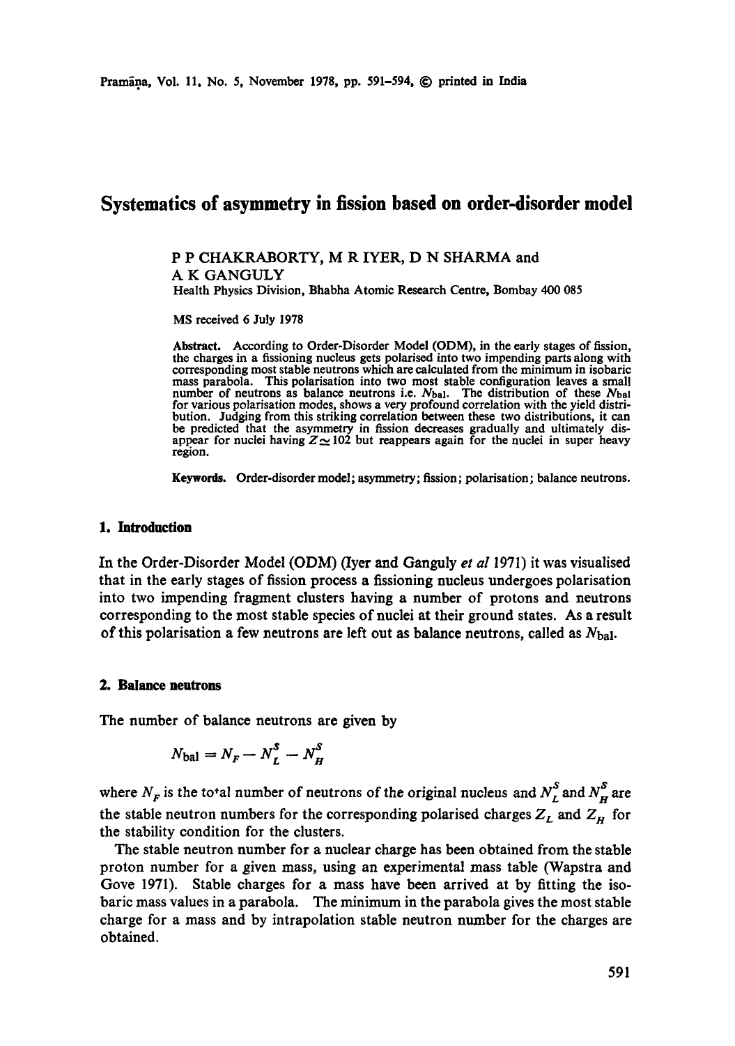# Systematics of asymmetry in fission based on order-disorder model

P P CHAKRABORTY, M R IYER, D N SHARMA and A K GANGULY

Health Physics Division, Bhabha Atomic Research Centre, Bombay 400 085

MS received 6 July 1978

**Abstract.** According to Order-Disorder Model (ODM), in the early stages of fission, the charges in a fissioning nucleus gets polarised into two impending parts along with corresponding most stable neutrons which are calculated from the minimum in isobaric mass parabola. This polarisation into two most stable configuration leaves a small number of neutrons as balance neutrons i.e. $N_{bal}$. The distribution of these $N_{bal}$ for various polarisation modes, shows a very profound correlation with the yield distribution. Judging from this striking correlation between these two distributions, it can be predicted that the asymmetry in fission decreases gradually and ultimately disappear for nuclei having $Z \simeq 102$ but reappears again for the nuclei in super heavy region.

**Keywords.** Order-disorder model; asymmetry; fission; polarisation; balance neutrons.

## 1. Introduction

In the Order-Disorder Model (ODM) (Iyer and Ganguly *et al* 1971) it was visualised that in the early stages of fission process a fissioning nucleus undergoes polarisation into two impending fragment clusters having a number of protons and neutrons corresponding to the most stable species of nuclei at their ground states. As a result of this polarisation a few neutrons are left out as balance neutrons, called as $N_{bal}$.

## 2. Balance neutrons

The number of balance neutrons are given by

$$N_{bal} = N_F - N_L^S - N_H^S$$

where $N_F$ is the total number of neutrons of the original nucleus and $N_L^S$ and $N_H^S$ are the stable neutron numbers for the corresponding polarised charges $Z_L$ and $Z_H$ for the stability condition for the clusters.

The stable neutron number for a nuclear charge has been obtained from the stable proton number for a given mass, using an experimental mass table (Wapstra and Gove 1971). Stable charges for a mass have been arrived at by fitting the isobaric mass values in a parabola. The minimum in the parabola gives the most stable charge for a mass and by intrapolation stable neutron number for the charges are obtained.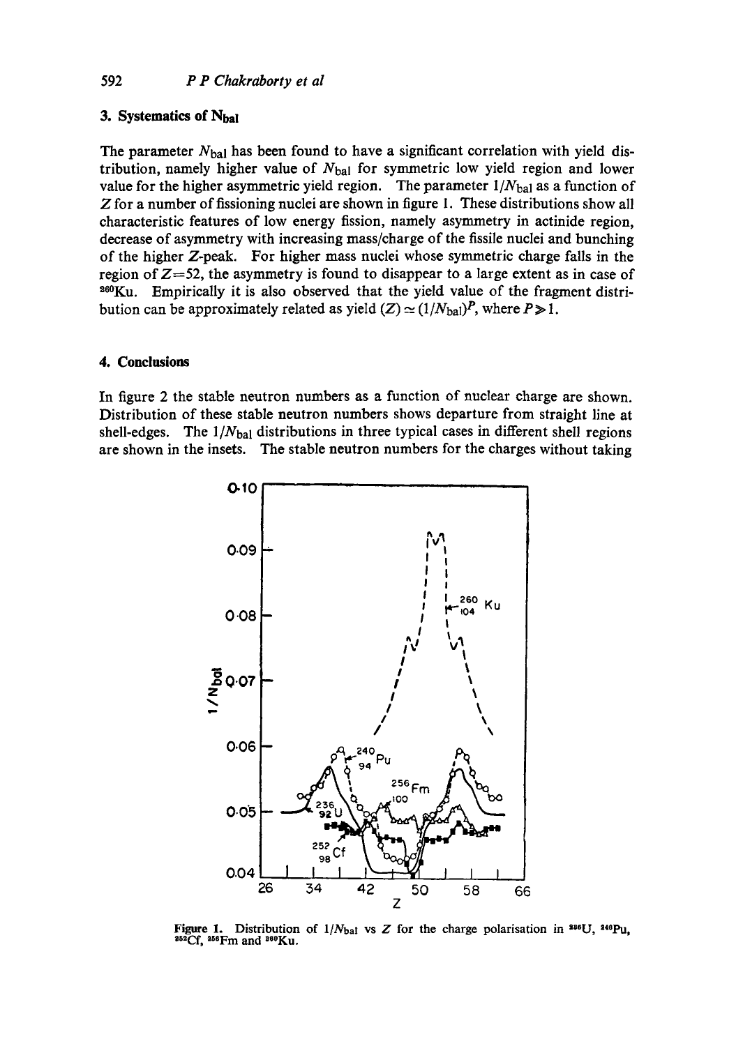## 3. Systematics of $N_{bal}$

The parameter $N_{bal}$ has been found to have a significant correlation with yield distribution, namely higher value of $N_{bal}$ for symmetric low yield region and lower value for the higher asymmetric yield region. The parameter $1/N_{bal}$ as a function of $Z$ for a number of fissioning nuclei are shown in figure 1. These distributions show all characteristic features of low energy fission, namely asymmetry in actinide region, decrease of asymmetry with increasing mass/charge of the fissile nuclei and bunching of the higher $Z$-peak. For higher mass nuclei whose symmetric charge falls in the region of $Z=52$, the asymmetry is found to disappear to a large extent as in case of $^{260}Ku$. Empirically it is also observed that the yield value of the fragment distribution can be approximately related as yield $(Z) \simeq (1/N_{bal})^P$, where $P \gg 1$.

## 4. Conclusions

In figure 2 the stable neutron numbers as a function of nuclear charge are shown. Distribution of these stable neutron numbers shows departure from straight line at shell-edges. The $1/N_{bal}$ distributions in three typical cases in different shell regions are shown in the insets. The stable neutron numbers for the charges without taking

**Figure 1.** Distribution of $1/N_{bal}$ vs $Z$ for the charge polarisation in $^{236}U$, $^{240}Pu$, $^{252}Cf$, $^{256}Fm$ and $^{260}Ku$.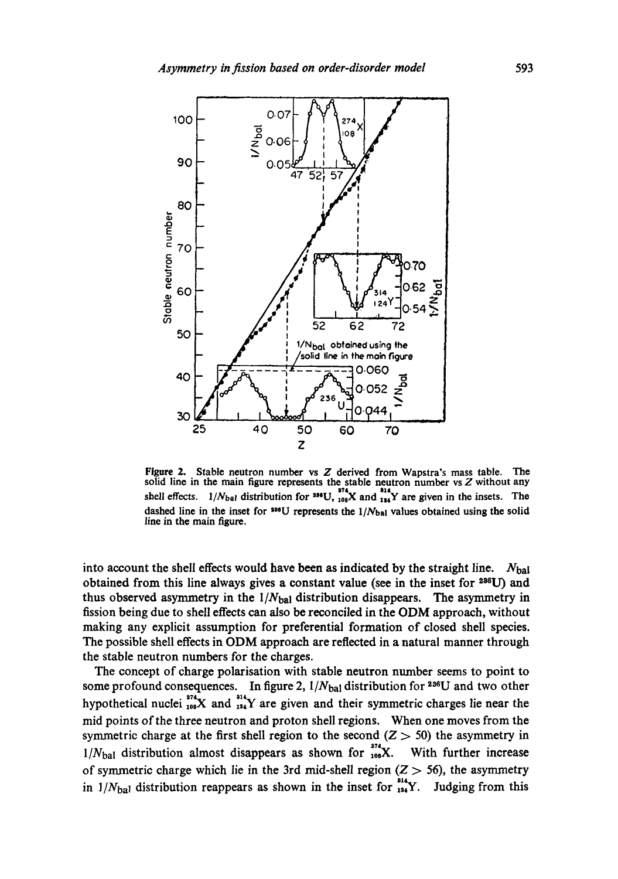**Figure 2.** Stable neutron number vs $Z$ derived from Wapstra's mass table. The solid line in the main figure represents the stable neutron number vs $Z$ without any shell effects. $1/N_{bal}$ distribution for $^{236}U$, $^{274}_{108}X$ and $^{314}_{124}Y$ are given in the insets. The dashed line in the inset for $^{236}U$ represents the $1/N_{bal}$ values obtained using the solid line in the main figure.

into account the shell effects would have been as indicated by the straight line. $N_{bal}$ obtained from this line always gives a constant value (see in the inset for $^{236}U$) and thus observed asymmetry in the $1/N_{bal}$ distribution disappears. The asymmetry in fission being due to shell effects can also be reconciled in the ODM approach, without making any explicit assumption for preferential formation of closed shell species. The possible shell effects in ODM approach are reflected in a natural manner through the stable neutron numbers for the charges.

The concept of charge polarisation with stable neutron number seems to point to some profound consequences. In figure 2, $1/N_{bal}$ distribution for $^{236}U$ and two other hypothetical nuclei $^{274}_{108}X$ and $^{314}_{124}Y$ are given and their symmetric charges lie near the mid points of the three neutron and proton shell regions. When one moves from the symmetric charge at the first shell region to the second ($Z > 50$) the asymmetry in $1/N_{bal}$ distribution almost disappears as shown for $^{274}_{108}X$. With further increase of symmetric charge which lie in the 3rd mid-shell region ($Z > 56$), the asymmetry in $1/N_{bal}$ distribution reappears as shown in the inset for $^{314}_{124}Y$. Judging from this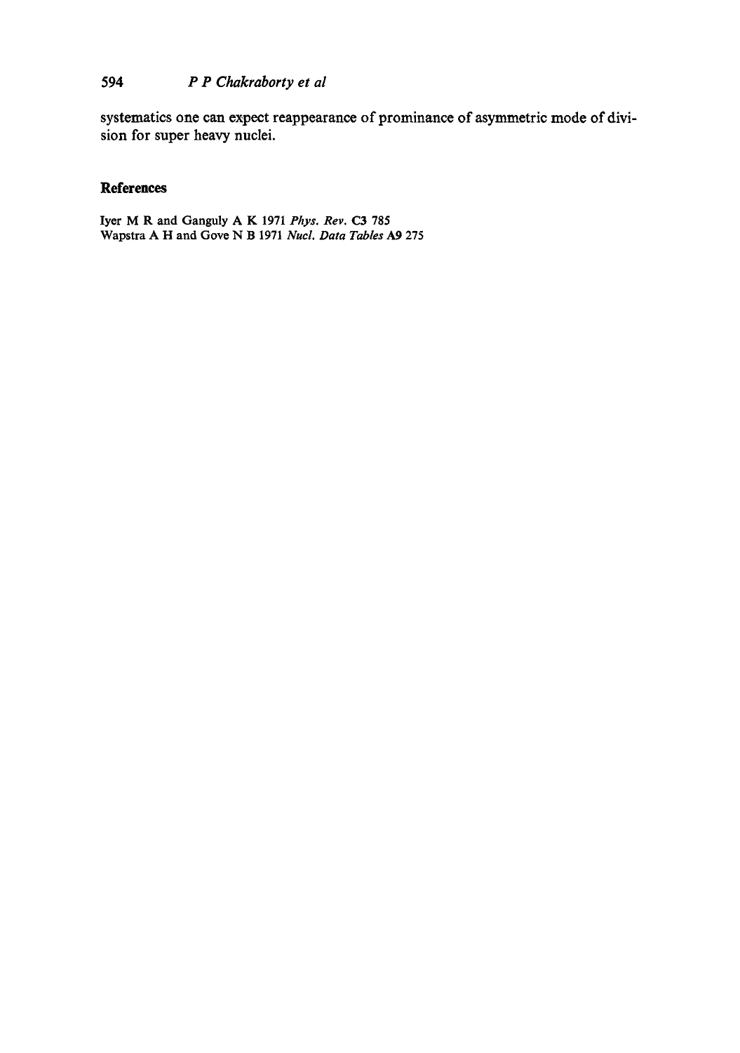systematics one can expect reappearance of prominance of asymmetric mode of division for super heavy nuclei.

## References

Iyer M R and Ganguly A K 1971 *Phys. Rev.* **C3** 785
Wapstra A H and Gove N B 1971 *Nucl. Data Tables* **A9** 275